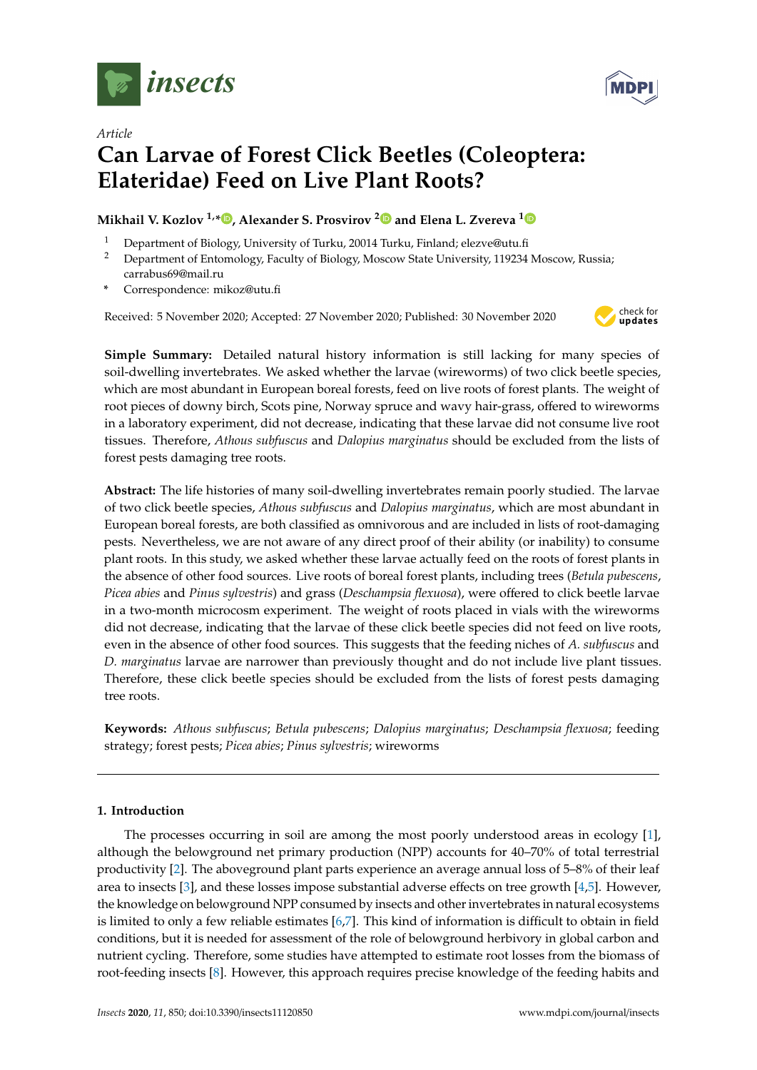*Article*

# Can Larvae of Forest Click Beetles (Coleoptera: Elateridae) Feed on Live Plant Roots?

**Mikhail V. Kozlov [1,*], Alexander S. Prosvirov [2] and Elena L. Zvereva [1]**

[1] Department of Biology, University of Turku, 20014 Turku, Finland; elezve@utu.fi
[2] Department of Entomology, Faculty of Biology, Moscow State University, 119234 Moscow, Russia; carrabus69@mail.ru
* Correspondence: mikoz@utu.fi

Received: 5 November 2020; Accepted: 27 November 2020; Published: 30 November 2020

**Simple Summary:** Detailed natural history information is still lacking for many species of soil-dwelling invertebrates. We asked whether the larvae (wireworms) of two click beetle species, which are most abundant in European boreal forests, feed on live roots of forest plants. The weight of root pieces of downy birch, Scots pine, Norway spruce and wavy hair-grass, offered to wireworms in a laboratory experiment, did not decrease, indicating that these larvae did not consume live root tissues. Therefore, *Athous subfuscus* and *Dalopius marginatus* should be excluded from the lists of forest pests damaging tree roots.

**Abstract:** The life histories of many soil-dwelling invertebrates remain poorly studied. The larvae of two click beetle species, *Athous subfuscus* and *Dalopius marginatus*, which are most abundant in European boreal forests, are both classified as omnivorous and are included in lists of root-damaging pests. Nevertheless, we are not aware of any direct proof of their ability (or inability) to consume plant roots. In this study, we asked whether these larvae actually feed on the roots of forest plants in the absence of other food sources. Live roots of boreal forest plants, including trees (*Betula pubescens*, *Picea abies* and *Pinus sylvestris*) and grass (*Deschampsia flexuosa*), were offered to click beetle larvae in a two-month microcosm experiment. The weight of roots placed in vials with the wireworms did not decrease, indicating that the larvae of these click beetle species did not feed on live roots, even in the absence of other food sources. This suggests that the feeding niches of *A. subfuscus* and *D. marginatus* larvae are narrower than previously thought and do not include live plant tissues. Therefore, these click beetle species should be excluded from the lists of forest pests damaging tree roots.

**Keywords:** *Athous subfuscus*; *Betula pubescens*; *Dalopius marginatus*; *Deschampsia flexuosa*; feeding strategy; forest pests; *Picea abies*; *Pinus sylvestris*; wireworms

## 1. Introduction

The processes occurring in soil are among the most poorly understood areas in ecology [1], although the belowground net primary production (NPP) accounts for 40–70% of total terrestrial productivity [2]. The aboveground plant parts experience an average annual loss of 5–8% of their leaf area to insects [3], and these losses impose substantial adverse effects on tree growth [4,5]. However, the knowledge on belowground NPP consumed by insects and other invertebrates in natural ecosystems is limited to only a few reliable estimates [6,7]. This kind of information is difficult to obtain in field conditions, but it is needed for assessment of the role of belowground herbivory in global carbon and nutrient cycling. Therefore, some studies have attempted to estimate root losses from the biomass of root-feeding insects [8]. However, this approach requires precise knowledge of the feeding habits and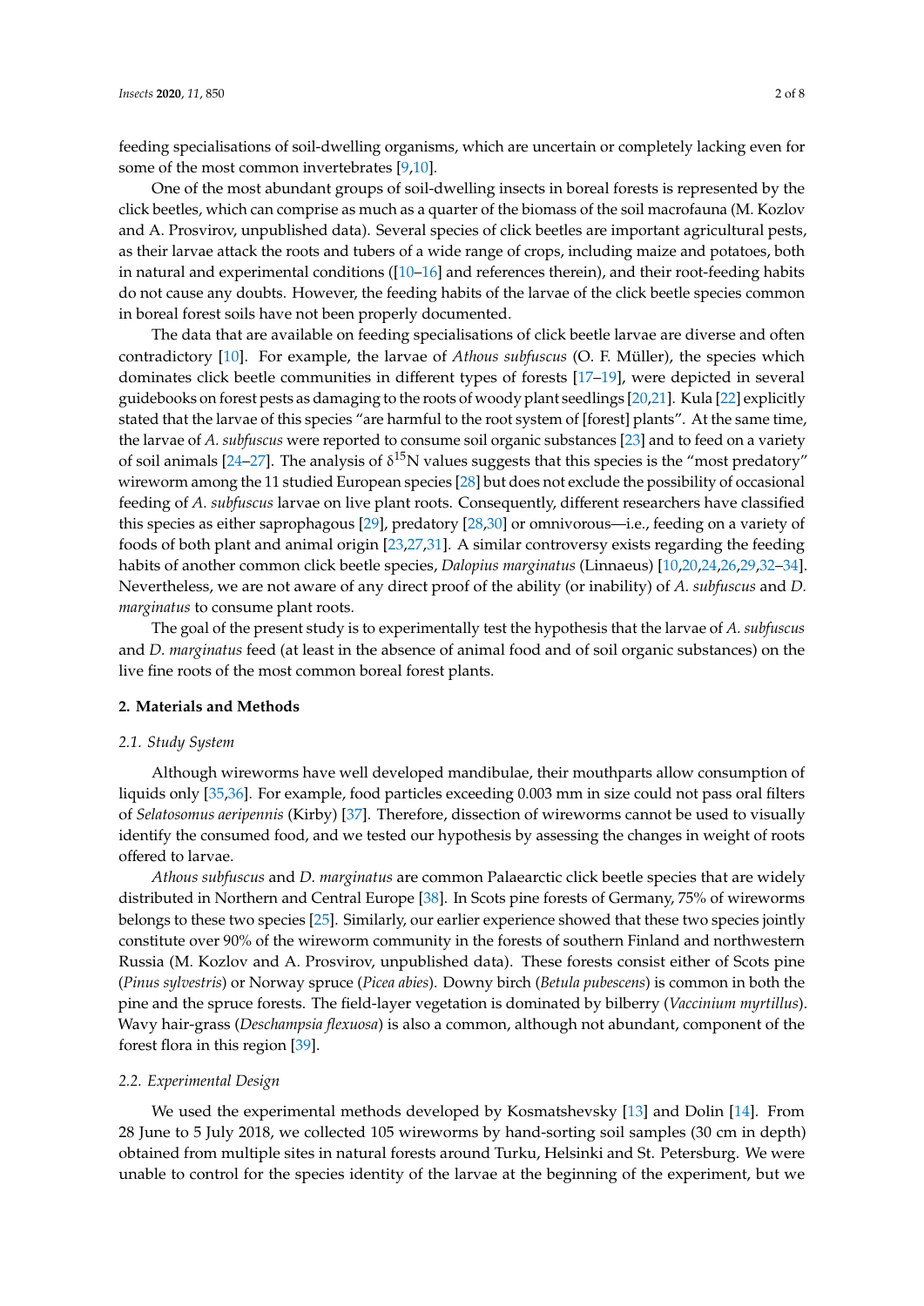feeding specialisations of soil-dwelling organisms, which are uncertain or completely lacking even for some of the most common invertebrates [9,10].

One of the most abundant groups of soil-dwelling insects in boreal forests is represented by the click beetles, which can comprise as much as a quarter of the biomass of the soil macrofauna (M. Kozlov and A. Prosvirov, unpublished data). Several species of click beetles are important agricultural pests, as their larvae attack the roots and tubers of a wide range of crops, including maize and potatoes, both in natural and experimental conditions ([10–16] and references therein), and their root-feeding habits do not cause any doubts. However, the feeding habits of the larvae of the click beetle species common in boreal forest soils have not been properly documented.

The data that are available on feeding specialisations of click beetle larvae are diverse and often contradictory [10]. For example, the larvae of *Athous subfuscus* (O. F. Müller), the species which dominates click beetle communities in different types of forests [17–19], were depicted in several guidebooks on forest pests as damaging to the roots of woody plant seedlings [20,21]. Kula [22] explicitly stated that the larvae of this species "are harmful to the root system of [forest] plants". At the same time, the larvae of *A. subfuscus* were reported to consume soil organic substances [23] and to feed on a variety of soil animals [24–27]. The analysis of $\delta^{15}$N values suggests that this species is the "most predatory" wireworm among the 11 studied European species [28] but does not exclude the possibility of occasional feeding of *A. subfuscus* larvae on live plant roots. Consequently, different researchers have classified this species as either saprophagous [29], predatory [28,30] or omnivorous—i.e., feeding on a variety of foods of both plant and animal origin [23,27,31]. A similar controversy exists regarding the feeding habits of another common click beetle species, *Dalopius marginatus* (Linnaeus) [10,20,24,26,29,32–34]. Nevertheless, we are not aware of any direct proof of the ability (or inability) of *A. subfuscus* and *D. marginatus* to consume plant roots.

The goal of the present study is to experimentally test the hypothesis that the larvae of *A. subfuscus* and *D. marginatus* feed (at least in the absence of animal food and of soil organic substances) on the live fine roots of the most common boreal forest plants.

## 2. Materials and Methods

### 2.1. Study System

Although wireworms have well developed mandibulae, their mouthparts allow consumption of liquids only [35,36]. For example, food particles exceeding 0.003 mm in size could not pass oral filters of *Selatosomus aeripennis* (Kirby) [37]. Therefore, dissection of wireworms cannot be used to visually identify the consumed food, and we tested our hypothesis by assessing the changes in weight of roots offered to larvae.

*Athous subfuscus* and *D. marginatus* are common Palaearctic click beetle species that are widely distributed in Northern and Central Europe [38]. In Scots pine forests of Germany, 75% of wireworms belongs to these two species [25]. Similarly, our earlier experience showed that these two species jointly constitute over 90% of the wireworm community in the forests of southern Finland and northwestern Russia (M. Kozlov and A. Prosvirov, unpublished data). These forests consist either of Scots pine (*Pinus sylvestris*) or Norway spruce (*Picea abies*). Downy birch (*Betula pubescens*) is common in both the pine and the spruce forests. The field-layer vegetation is dominated by bilberry (*Vaccinium myrtillus*). Wavy hair-grass (*Deschampsia flexuosa*) is also a common, although not abundant, component of the forest flora in this region [39].

### 2.2. Experimental Design

We used the experimental methods developed by Kosmatshevsky [13] and Dolin [14]. From 28 June to 5 July 2018, we collected 105 wireworms by hand-sorting soil samples (30 cm in depth) obtained from multiple sites in natural forests around Turku, Helsinki and St. Petersburg. We were unable to control for the species identity of the larvae at the beginning of the experiment, but we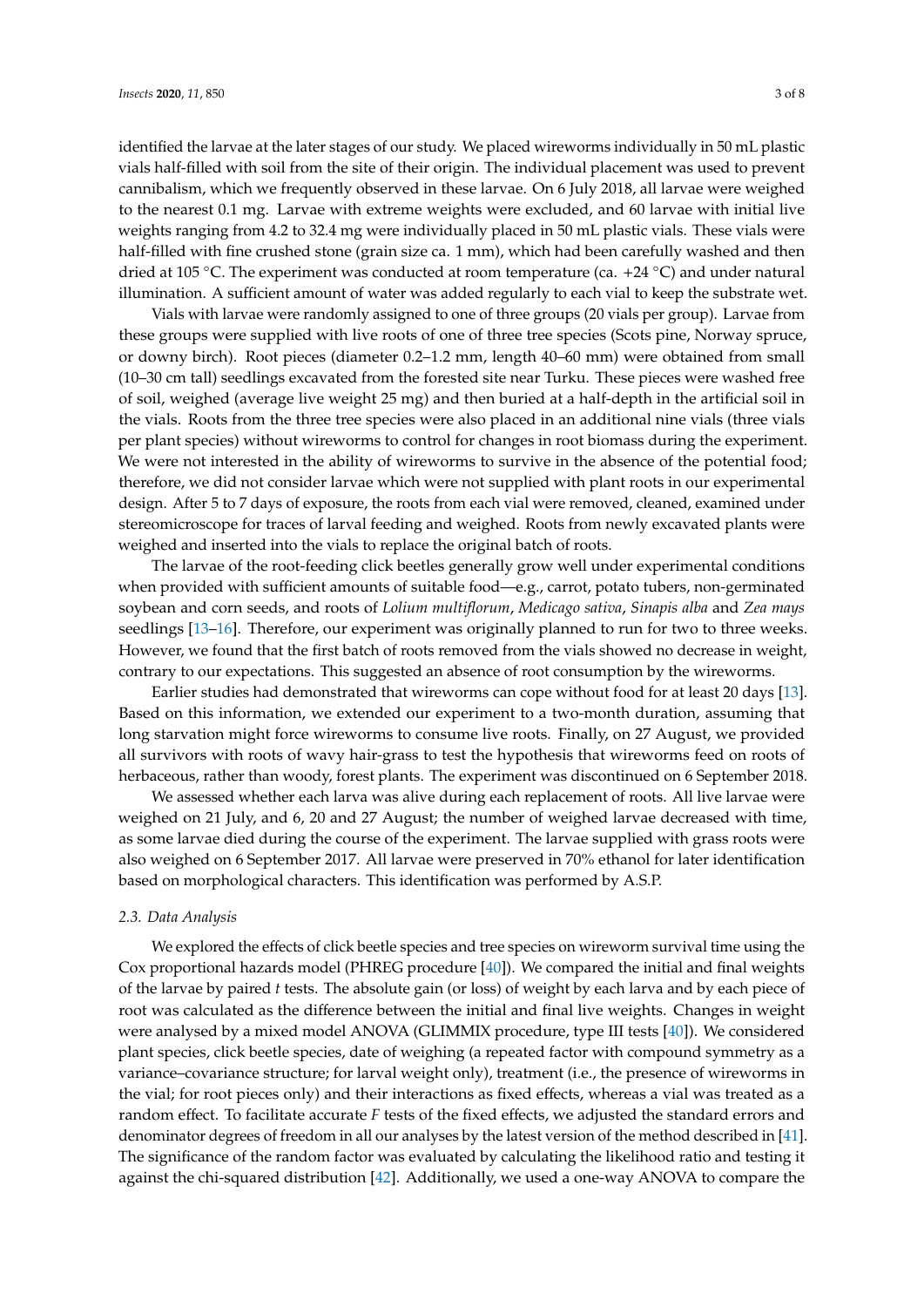identified the larvae at the later stages of our study. We placed wireworms individually in 50 mL plastic vials half-filled with soil from the site of their origin. The individual placement was used to prevent cannibalism, which we frequently observed in these larvae. On 6 July 2018, all larvae were weighed to the nearest 0.1 mg. Larvae with extreme weights were excluded, and 60 larvae with initial live weights ranging from 4.2 to 32.4 mg were individually placed in 50 mL plastic vials. These vials were half-filled with fine crushed stone (grain size ca. 1 mm), which had been carefully washed and then dried at 105 °C. The experiment was conducted at room temperature (ca. +24 °C) and under natural illumination. A sufficient amount of water was added regularly to each vial to keep the substrate wet.

Vials with larvae were randomly assigned to one of three groups (20 vials per group). Larvae from these groups were supplied with live roots of one of three tree species (Scots pine, Norway spruce, or downy birch). Root pieces (diameter 0.2–1.2 mm, length 40–60 mm) were obtained from small (10–30 cm tall) seedlings excavated from the forested site near Turku. These pieces were washed free of soil, weighed (average live weight 25 mg) and then buried at a half-depth in the artificial soil in the vials. Roots from the three tree species were also placed in an additional nine vials (three vials per plant species) without wireworms to control for changes in root biomass during the experiment. We were not interested in the ability of wireworms to survive in the absence of the potential food; therefore, we did not consider larvae which were not supplied with plant roots in our experimental design. After 5 to 7 days of exposure, the roots from each vial were removed, cleaned, examined under stereomicroscope for traces of larval feeding and weighed. Roots from newly excavated plants were weighed and inserted into the vials to replace the original batch of roots.

The larvae of the root-feeding click beetles generally grow well under experimental conditions when provided with sufficient amounts of suitable food—e.g., carrot, potato tubers, non-germinated soybean and corn seeds, and roots of *Lolium multiflorum*, *Medicago sativa*, *Sinapis alba* and *Zea mays* seedlings [13–16]. Therefore, our experiment was originally planned to run for two to three weeks. However, we found that the first batch of roots removed from the vials showed no decrease in weight, contrary to our expectations. This suggested an absence of root consumption by the wireworms.

Earlier studies had demonstrated that wireworms can cope without food for at least 20 days [13]. Based on this information, we extended our experiment to a two-month duration, assuming that long starvation might force wireworms to consume live roots. Finally, on 27 August, we provided all survivors with roots of wavy hair-grass to test the hypothesis that wireworms feed on roots of herbaceous, rather than woody, forest plants. The experiment was discontinued on 6 September 2018.

We assessed whether each larva was alive during each replacement of roots. All live larvae were weighed on 21 July, and 6, 20 and 27 August; the number of weighed larvae decreased with time, as some larvae died during the course of the experiment. The larvae supplied with grass roots were also weighed on 6 September 2017. All larvae were preserved in 70% ethanol for later identification based on morphological characters. This identification was performed by A.S.P.

### 2.3. Data Analysis

We explored the effects of click beetle species and tree species on wireworm survival time using the Cox proportional hazards model (PHREG procedure [40]). We compared the initial and final weights of the larvae by paired *t* tests. The absolute gain (or loss) of weight by each larva and by each piece of root was calculated as the difference between the initial and final live weights. Changes in weight were analysed by a mixed model ANOVA (GLIMMIX procedure, type III tests [40]). We considered plant species, click beetle species, date of weighing (a repeated factor with compound symmetry as a variance–covariance structure; for larval weight only), treatment (i.e., the presence of wireworms in the vial; for root pieces only) and their interactions as fixed effects, whereas a vial was treated as a random effect. To facilitate accurate *F* tests of the fixed effects, we adjusted the standard errors and denominator degrees of freedom in all our analyses by the latest version of the method described in [41]. The significance of the random factor was evaluated by calculating the likelihood ratio and testing it against the chi-squared distribution [42]. Additionally, we used a one-way ANOVA to compare the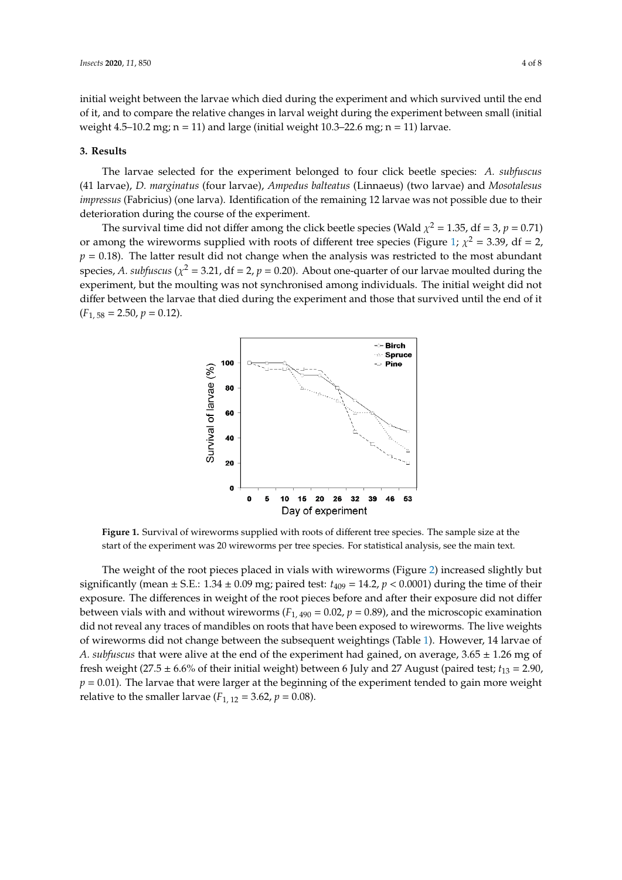initial weight between the larvae which died during the experiment and which survived until the end of it, and to compare the relative changes in larval weight during the experiment between small (initial weight 4.5–10.2 mg; n = 11) and large (initial weight 10.3–22.6 mg; n = 11) larvae.

## 3. Results

The larvae selected for the experiment belonged to four click beetle species: *A. subfuscus* (41 larvae), *D. marginatus* (four larvae), *Ampedus balteatus* (Linnaeus) (two larvae) and *Mosotalesus impressus* (Fabricius) (one larva). Identification of the remaining 12 larvae was not possible due to their deterioration during the course of the experiment.

The survival time did not differ among the click beetle species (Wald $\chi^2 = 1.35$, df = 3, $p = 0.71$) or among the wireworms supplied with roots of different tree species (Figure 1; $\chi^2 = 3.39$, df = 2, $p = 0.18$). The latter result did not change when the analysis was restricted to the most abundant species, *A. subfuscus* ($\chi^2 = 3.21$, df = 2, $p = 0.20$). About one-quarter of our larvae moulted during the experiment, but the moulting was not synchronised among individuals. The initial weight did not differ between the larvae that died during the experiment and those that survived until the end of it ($F_{1,58} = 2.50$, $p = 0.12$).

**Figure 1.** Survival of wireworms supplied with roots of different tree species. The sample size at the start of the experiment was 20 wireworms per tree species. For statistical analysis, see the main text.

The weight of the root pieces placed in vials with wireworms (Figure 2) increased slightly but significantly (mean ± S.E.: 1.34 ± 0.09 mg; paired test: $t_{409} = 14.2$, $p < 0.0001$) during the time of their exposure. The differences in weight of the root pieces before and after their exposure did not differ between vials with and without wireworms ($F_{1,490} = 0.02$, $p = 0.89$), and the microscopic examination did not reveal any traces of mandibles on roots that have been exposed to wireworms. The live weights of wireworms did not change between the subsequent weightings (Table 1). However, 14 larvae of *A. subfuscus* that were alive at the end of the experiment had gained, on average, 3.65 ± 1.26 mg of fresh weight (27.5 ± 6.6% of their initial weight) between 6 July and 27 August (paired test; $t_{13} = 2.90$, $p = 0.01$). The larvae that were larger at the beginning of the experiment tended to gain more weight relative to the smaller larvae ($F_{1,12} = 3.62$, $p = 0.08$).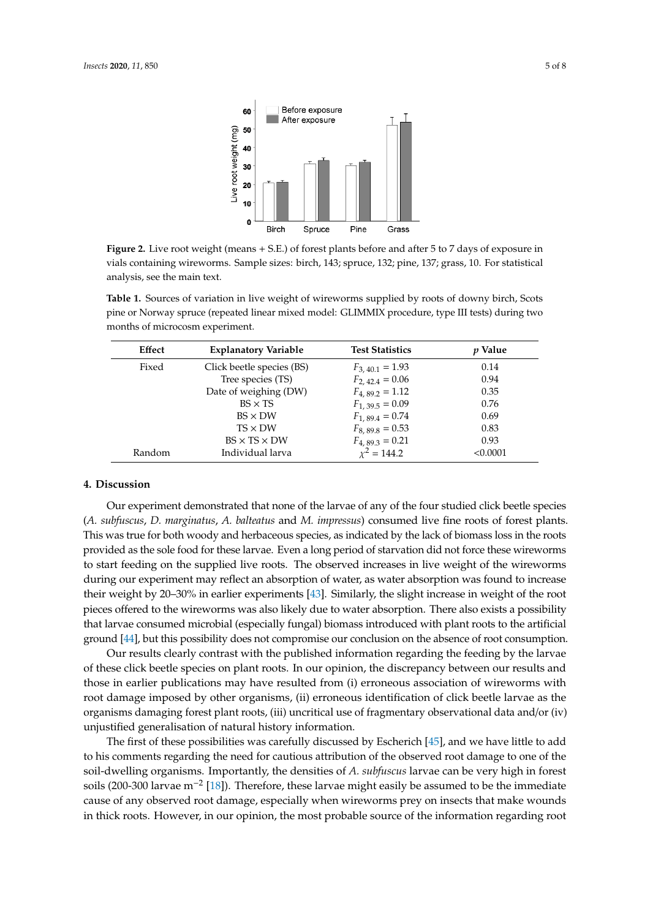**Figure 2.** Live root weight (means + S.E.) of forest plants before and after 5 to 7 days of exposure in vials containing wireworms. Sample sizes: birch, 143; spruce, 132; pine, 137; grass, 10. For statistical analysis, see the main text.

**Table 1.** Sources of variation in live weight of wireworms supplied by roots of downy birch, Scots pine or Norway spruce (repeated linear mixed model: GLIMMIX procedure, type III tests) during two months of microcosm experiment.

| Effect | Explanatory Variable | Test Statistics | *p* Value |
|---|---|---|---|
| Fixed | Click beetle species (BS) | $F_{3, 40.1} = 1.93$ | 0.14 |
| | Tree species (TS) | $F_{2, 42.4} = 0.06$ | 0.94 |
| | Date of weighing (DW) | $F_{4, 89.2} = 1.12$ | 0.35 |
| | BS × TS | $F_{1, 39.5} = 0.09$ | 0.76 |
| | BS × DW | $F_{1, 89.4} = 0.74$ | 0.69 |
| | TS × DW | $F_{8, 89.8} = 0.53$ | 0.83 |
| | BS × TS × DW | $F_{4, 89.3} = 0.21$ | 0.93 |
| Random | Individual larva | $\chi^2 = 144.2$ | <0.0001 |

## 4. Discussion

Our experiment demonstrated that none of the larvae of any of the four studied click beetle species (*A. subfuscus*, *D. marginatus*, *A. balteatus* and *M. impressus*) consumed live fine roots of forest plants. This was true for both woody and herbaceous species, as indicated by the lack of biomass loss in the roots provided as the sole food for these larvae. Even a long period of starvation did not force these wireworms to start feeding on the supplied live roots. The observed increases in live weight of the wireworms during our experiment may reflect an absorption of water, as water absorption was found to increase their weight by 20–30% in earlier experiments [43]. Similarly, the slight increase in weight of the root pieces offered to the wireworms was also likely due to water absorption. There also exists a possibility that larvae consumed microbial (especially fungal) biomass introduced with plant roots to the artificial ground [44], but this possibility does not compromise our conclusion on the absence of root consumption.

Our results clearly contrast with the published information regarding the feeding by the larvae of these click beetle species on plant roots. In our opinion, the discrepancy between our results and those in earlier publications may have resulted from (i) erroneous association of wireworms with root damage imposed by other organisms, (ii) erroneous identification of click beetle larvae as the organisms damaging forest plant roots, (iii) uncritical use of fragmentary observational data and/or (iv) unjustified generalisation of natural history information.

The first of these possibilities was carefully discussed by Escherich [45], and we have little to add to his comments regarding the need for cautious attribution of the observed root damage to one of the soil-dwelling organisms. Importantly, the densities of *A. subfuscus* larvae can be very high in forest soils (200-300 larvae m$^{-2}$ [18]). Therefore, these larvae might easily be assumed to be the immediate cause of any observed root damage, especially when wireworms prey on insects that make wounds in thick roots. However, in our opinion, the most probable source of the information regarding root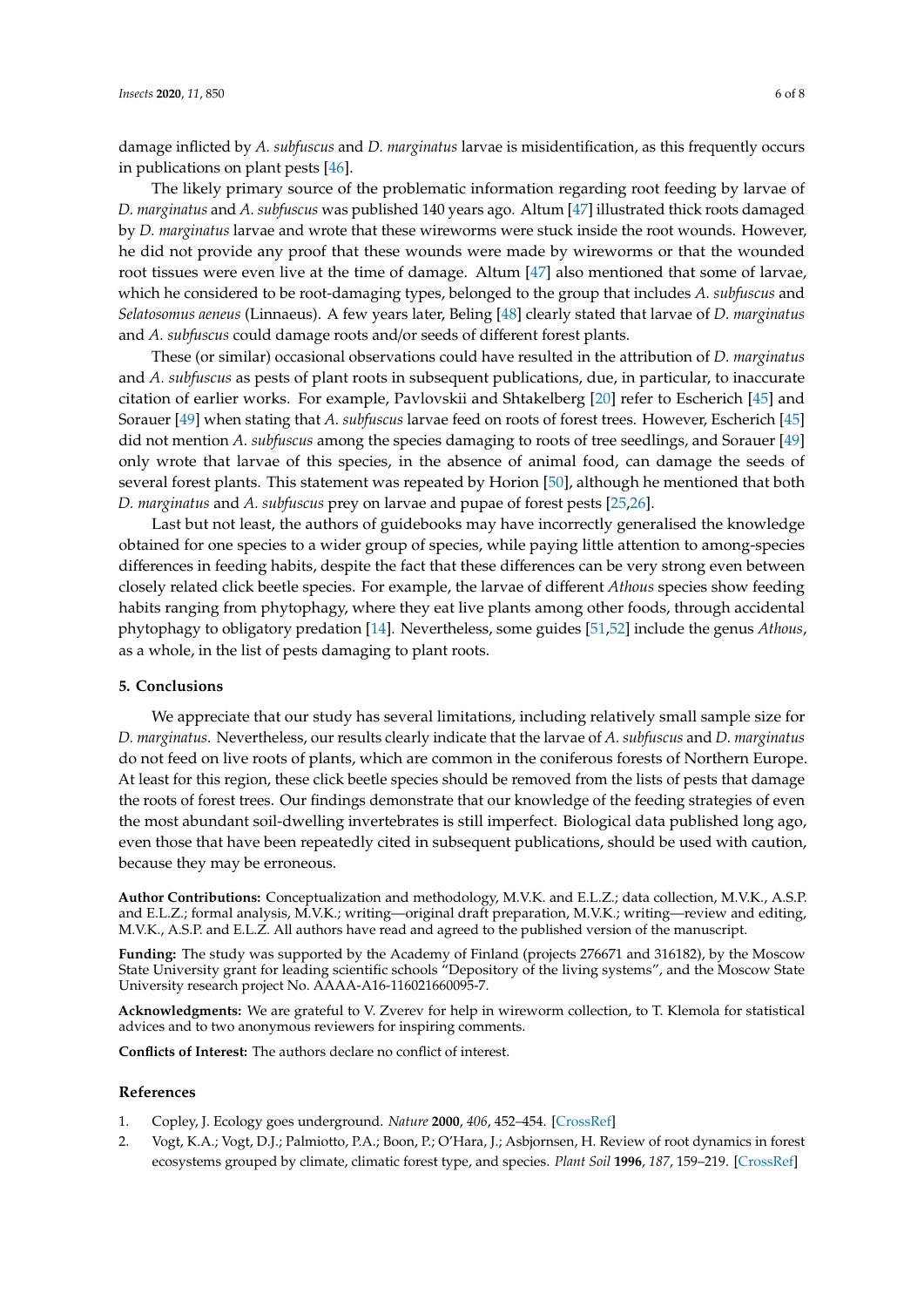damage inflicted by *A. subfuscus* and *D. marginatus* larvae is misidentification, as this frequently occurs in publications on plant pests [46].

The likely primary source of the problematic information regarding root feeding by larvae of *D. marginatus* and *A. subfuscus* was published 140 years ago. Altum [47] illustrated thick roots damaged by *D. marginatus* larvae and wrote that these wireworms were stuck inside the root wounds. However, he did not provide any proof that these wounds were made by wireworms or that the wounded root tissues were even live at the time of damage. Altum [47] also mentioned that some of larvae, which he considered to be root-damaging types, belonged to the group that includes *A. subfuscus* and *Selatosomus aeneus* (Linnaeus). A few years later, Beling [48] clearly stated that larvae of *D. marginatus* and *A. subfuscus* could damage roots and/or seeds of different forest plants.

These (or similar) occasional observations could have resulted in the attribution of *D. marginatus* and *A. subfuscus* as pests of plant roots in subsequent publications, due, in particular, to inaccurate citation of earlier works. For example, Pavlovskii and Shtakelberg [20] refer to Escherich [45] and Sorauer [49] when stating that *A. subfuscus* larvae feed on roots of forest trees. However, Escherich [45] did not mention *A. subfuscus* among the species damaging to roots of tree seedlings, and Sorauer [49] only wrote that larvae of this species, in the absence of animal food, can damage the seeds of several forest plants. This statement was repeated by Horion [50], although he mentioned that both *D. marginatus* and *A. subfuscus* prey on larvae and pupae of forest pests [25,26].

Last but not least, the authors of guidebooks may have incorrectly generalised the knowledge obtained for one species to a wider group of species, while paying little attention to among-species differences in feeding habits, despite the fact that these differences can be very strong even between closely related click beetle species. For example, the larvae of different *Athous* species show feeding habits ranging from phytophagy, where they eat live plants among other foods, through accidental phytophagy to obligatory predation [14]. Nevertheless, some guides [51,52] include the genus *Athous*, as a whole, in the list of pests damaging to plant roots.

## 5. Conclusions

We appreciate that our study has several limitations, including relatively small sample size for *D. marginatus*. Nevertheless, our results clearly indicate that the larvae of *A. subfuscus* and *D. marginatus* do not feed on live roots of plants, which are common in the coniferous forests of Northern Europe. At least for this region, these click beetle species should be removed from the lists of pests that damage the roots of forest trees. Our findings demonstrate that our knowledge of the feeding strategies of even the most abundant soil-dwelling invertebrates is still imperfect. Biological data published long ago, even those that have been repeatedly cited in subsequent publications, should be used with caution, because they may be erroneous.

**Author Contributions:** Conceptualization and methodology, M.V.K. and E.L.Z.; data collection, M.V.K., A.S.P. and E.L.Z.; formal analysis, M.V.K.; writing—original draft preparation, M.V.K.; writing—review and editing, M.V.K., A.S.P. and E.L.Z. All authors have read and agreed to the published version of the manuscript.

**Funding:** The study was supported by the Academy of Finland (projects 276671 and 316182), by the Moscow State University grant for leading scientific schools "Depository of the living systems", and the Moscow State University research project No. AAAA-A16-116021660095-7.

**Acknowledgments:** We are grateful to V. Zverev for help in wireworm collection, to T. Klemola for statistical advices and to two anonymous reviewers for inspiring comments.

**Conflicts of Interest:** The authors declare no conflict of interest.

## References

1. Copley, J. Ecology goes underground. *Nature* **2000**, *406*, 452–454. [CrossRef]
2. Vogt, K.A.; Vogt, D.J.; Palmiotto, P.A.; Boon, P.; O'Hara, J.; Asbjornsen, H. Review of root dynamics in forest ecosystems grouped by climate, climatic forest type, and species. *Plant Soil* **1996**, *187*, 159–219. [CrossRef]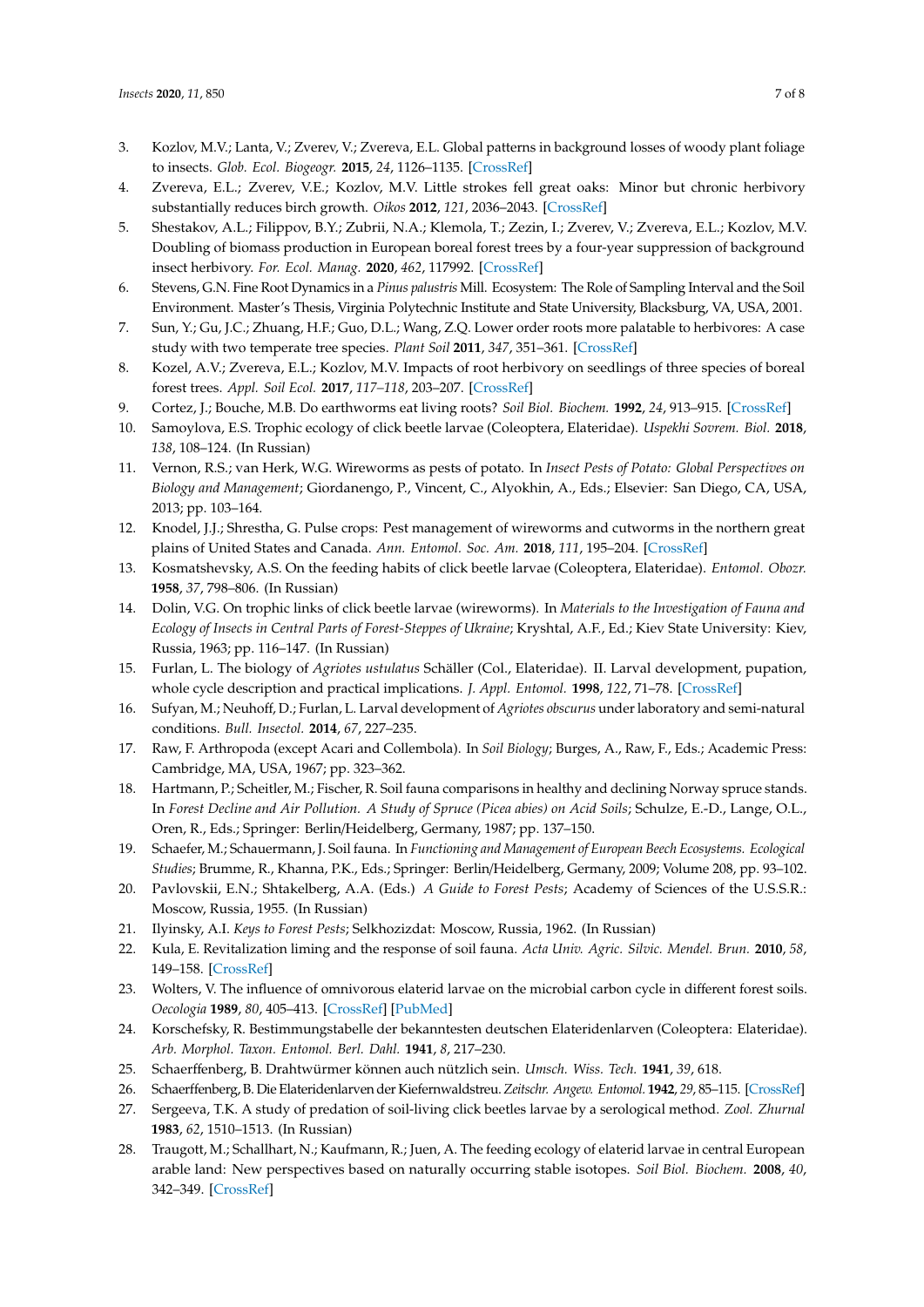3. Kozlov, M.V.; Lanta, V.; Zverev, V.; Zvereva, E.L. Global patterns in background losses of woody plant foliage to insects. *Glob. Ecol. Biogeogr.* **2015**, *24*, 1126–1135. [CrossRef]
4. Zvereva, E.L.; Zverev, V.E.; Kozlov, M.V. Little strokes fell great oaks: Minor but chronic herbivory substantially reduces birch growth. *Oikos* **2012**, *121*, 2036–2043. [CrossRef]
5. Shestakov, A.L.; Filippov, B.Y.; Zubrii, N.A.; Klemola, T.; Zezin, I.; Zverev, V.; Zvereva, E.L.; Kozlov, M.V. Doubling of biomass production in European boreal forest trees by a four-year suppression of background insect herbivory. *For. Ecol. Manag.* **2020**, *462*, 117992. [CrossRef]
6. Stevens, G.N. Fine Root Dynamics in a *Pinus palustris* Mill. Ecosystem: The Role of Sampling Interval and the Soil Environment. Master's Thesis, Virginia Polytechnic Institute and State University, Blacksburg, VA, USA, 2001.
7. Sun, Y.; Gu, J.C.; Zhuang, H.F.; Guo, D.L.; Wang, Z.Q. Lower order roots more palatable to herbivores: A case study with two temperate tree species. *Plant Soil* **2011**, *347*, 351–361. [CrossRef]
8. Kozel, A.V.; Zvereva, E.L.; Kozlov, M.V. Impacts of root herbivory on seedlings of three species of boreal forest trees. *Appl. Soil Ecol.* **2017**, *117–118*, 203–207. [CrossRef]
9. Cortez, J.; Bouche, M.B. Do earthworms eat living roots? *Soil Biol. Biochem.* **1992**, *24*, 913–915. [CrossRef]
10. Samoylova, E.S. Trophic ecology of click beetle larvae (Coleoptera, Elateridae). *Uspekhi Sovrem. Biol.* **2018**, *138*, 108–124. (In Russian)
11. Vernon, R.S.; van Herk, W.G. Wireworms as pests of potato. In *Insect Pests of Potato: Global Perspectives on Biology and Management*; Giordanengo, P., Vincent, C., Alyokhin, A., Eds.; Elsevier: San Diego, CA, USA, 2013; pp. 103–164.
12. Knodel, J.J.; Shrestha, G. Pulse crops: Pest management of wireworms and cutworms in the northern great plains of United States and Canada. *Ann. Entomol. Soc. Am.* **2018**, *111*, 195–204. [CrossRef]
13. Kosmatshevsky, A.S. On the feeding habits of click beetle larvae (Coleoptera, Elateridae). *Entomol. Obozr.* **1958**, *37*, 798–806. (In Russian)
14. Dolin, V.G. On trophic links of click beetle larvae (wireworms). In *Materials to the Investigation of Fauna and Ecology of Insects in Central Parts of Forest-Steppes of Ukraine*; Kryshtal, A.F., Ed.; Kiev State University: Kiev, Russia, 1963; pp. 116–147. (In Russian)
15. Furlan, L. The biology of *Agriotes ustulatus* Schäller (Col., Elateridae). II. Larval development, pupation, whole cycle description and practical implications. *J. Appl. Entomol.* **1998**, *122*, 71–78. [CrossRef]
16. Sufyan, M.; Neuhoff, D.; Furlan, L. Larval development of *Agriotes obscurus* under laboratory and semi-natural conditions. *Bull. Insectol.* **2014**, *67*, 227–235.
17. Raw, F. Arthropoda (except Acari and Collembola). In *Soil Biology*; Burges, A., Raw, F., Eds.; Academic Press: Cambridge, MA, USA, 1967; pp. 323–362.
18. Hartmann, P.; Scheitler, M.; Fischer, R. Soil fauna comparisons in healthy and declining Norway spruce stands. In *Forest Decline and Air Pollution. A Study of Spruce (Picea abies) on Acid Soils*; Schulze, E.-D., Lange, O.L., Oren, R., Eds.; Springer: Berlin/Heidelberg, Germany, 1987; pp. 137–150.
19. Schaefer, M.; Schauermann, J. Soil fauna. In *Functioning and Management of European Beech Ecosystems. Ecological Studies*; Brumme, R., Khanna, P.K., Eds.; Springer: Berlin/Heidelberg, Germany, 2009; Volume 208, pp. 93–102.
20. Pavlovskii, E.N.; Shtakelberg, A.A. (Eds.) *A Guide to Forest Pests*; Academy of Sciences of the U.S.S.R.: Moscow, Russia, 1955. (In Russian)
21. Ilyinsky, A.I. *Keys to Forest Pests*; Selkhozizdat: Moscow, Russia, 1962. (In Russian)
22. Kula, E. Revitalization liming and the response of soil fauna. *Acta Univ. Agric. Silvic. Mendel. Brun.* **2010**, *58*, 149–158. [CrossRef]
23. Wolters, V. The influence of omnivorous elaterid larvae on the microbial carbon cycle in different forest soils. *Oecologia* **1989**, *80*, 405–413. [CrossRef] [PubMed]
24. Korschefsky, R. Bestimmungstabelle der bekanntesten deutschen Elateridenlarven (Coleoptera: Elateridae). *Arb. Morphol. Taxon. Entomol. Berl. Dahl.* **1941**, *8*, 217–230.
25. Schaerffenberg, B. Drahtwürmer können auch nützlich sein. *Umsch. Wiss. Tech.* **1941**, *39*, 618.
26. Schaerffenberg, B. Die Elateridenlarven der Kiefernwaldstreu. *Zeitschr. Angew. Entomol.* **1942**, *29*, 85–115. [CrossRef]
27. Sergeeva, T.K. A study of predation of soil-living click beetles larvae by a serological method. *Zool. Zhurnal* **1983**, *62*, 1510–1513. (In Russian)
28. Traugott, M.; Schallhart, N.; Kaufmann, R.; Juen, A. The feeding ecology of elaterid larvae in central European arable land: New perspectives based on naturally occurring stable isotopes. *Soil Biol. Biochem.* **2008**, *40*, 342–349. [CrossRef]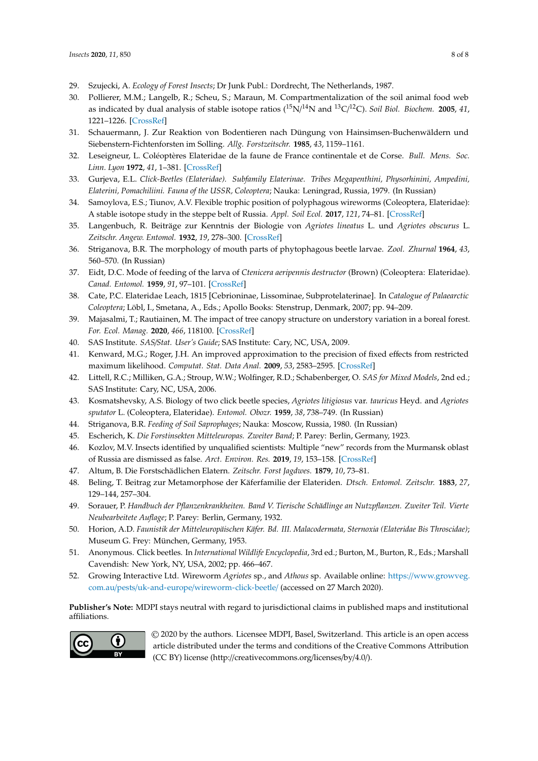29. Szujecki, A. *Ecology of Forest Insects*; Dr Junk Publ.: Dordrecht, The Netherlands, 1987.
30. Pollierer, M.M.; Langelb, R.; Scheu, S.; Maraun, M. Compartmentalization of the soil animal food web as indicated by dual analysis of stable isotope ratios ($^{15}N/^{14}N$ and $^{13}C/^{12}C$). *Soil Biol. Biochem.* **2005**, *41*, 1221–1226. [CrossRef]
31. Schauermann, J. Zur Reaktion von Bodentieren nach Düngung von Hainsimsen-Buchenwäldern und Siebenstern-Fichtenforsten im Solling. *Allg. Forstzeitschr.* **1985**, *43*, 1159–1161.
32. Leseigneur, L. Coléoptères Elateridae de la faune de France continentale et de Corse. *Bull. Mens. Soc. Linn. Lyon* **1972**, *41*, 1–381. [CrossRef]
33. Gurjeva, E.L. *Click-Beetles (Elateridae). Subfamily Elaterinae. Tribes Megapenthini, Physorhinini, Ampedini, Elaterini, Pomachiliini. Fauna of the USSR, Coleoptera*; Nauka: Leningrad, Russia, 1979. (In Russian)
34. Samoylova, E.S.; Tiunov, A.V. Flexible trophic position of polyphagous wireworms (Coleoptera, Elateridae): A stable isotope study in the steppe belt of Russia. *Appl. Soil Ecol.* **2017**, *121*, 74–81. [CrossRef]
35. Langenbuch, R. Beiträge zur Kenntnis der Biologie von *Agriotes lineatus* L. und *Agriotes obscurus* L. *Zeitschr. Angew. Entomol.* **1932**, *19*, 278–300. [CrossRef]
36. Striganova, B.R. The morphology of mouth parts of phytophagous beetle larvae. *Zool. Zhurnal* **1964**, *43*, 560–570. (In Russian)
37. Eidt, D.C. Mode of feeding of the larva of *Ctenicera aeripennis destructor* (Brown) (Coleoptera: Elateridae). *Canad. Entomol.* **1959**, *91*, 97–101. [CrossRef]
38. Cate, P.C. Elateridae Leach, 1815 [Cebrioninae, Lissominae, Subprotelaterinae]. In *Catalogue of Palaearctic Coleoptera*; Löbl, I., Smetana, A., Eds.; Apollo Books: Stenstrup, Denmark, 2007; pp. 94–209.
39. Majasalmi, T.; Rautiainen, M. The impact of tree canopy structure on understory variation in a boreal forest. *For. Ecol. Manag.* **2020**, *466*, 118100. [CrossRef]
40. SAS Institute. *SAS/Stat. User's Guide*; SAS Institute: Cary, NC, USA, 2009.
41. Kenward, M.G.; Roger, J.H. An improved approximation to the precision of fixed effects from restricted maximum likelihood. *Computat. Stat. Data Anal.* **2009**, *53*, 2583–2595. [CrossRef]
42. Littell, R.C.; Milliken, G.A.; Stroup, W.W.; Wolfinger, R.D.; Schabenberger, O. *SAS for Mixed Models*, 2nd ed.; SAS Institute: Cary, NC, USA, 2006.
43. Kosmatshevsky, A.S. Biology of two click beetle species, *Agriotes litigiosus* var. *tauricus* Heyd. and *Agriotes sputator* L. (Coleoptera, Elateridae). *Entomol. Obozr.* **1959**, *38*, 738–749. (In Russian)
44. Striganova, B.R. *Feeding of Soil Saprophages*; Nauka: Moscow, Russia, 1980. (In Russian)
45. Escherich, K. *Die Forstinsekten Mitteleuropas. Zweiter Band*; P. Parey: Berlin, Germany, 1923.
46. Kozlov, M.V. Insects identified by unqualified scientists: Multiple "new" records from the Murmansk oblast of Russia are dismissed as false. *Arct. Environ. Res.* **2019**, *19*, 153–158. [CrossRef]
47. Altum, B. Die Forstschädlichen Elatern. *Zeitschr. Forst Jagdwes.* **1879**, *10*, 73–81.
48. Beling, T. Beitrag zur Metamorphose der Käferfamilie der Elateriden. *Dtsch. Entomol. Zeitschr.* **1883**, *27*, 129–144, 257–304.
49. Sorauer, P. *Handbuch der Pflanzenkrankheiten. Band V. Tierische Schädlinge an Nutzpflanzen. Zweiter Teil. Vierte Neubearbeitete Auflage*; P. Parey: Berlin, Germany, 1932.
50. Horion, A.D. *Faunistik der Mitteleuropäischen Käfer. Bd. III. Malacodermata, Sternoxia (Elateridae Bis Throscidae)*; Museum G. Frey: München, Germany, 1953.
51. Anonymous. Click beetles. In *International Wildlife Encyclopedia*, 3rd ed.; Burton, M., Burton, R., Eds.; Marshall Cavendish: New York, NY, USA, 2002; pp. 466–467.
52. Growing Interactive Ltd. Wireworm *Agriotes* sp., and *Athous* sp. Available online: https://www.growveg.com.au/pests/uk-and-europe/wireworm-click-beetle/ (accessed on 27 March 2020).

**Publisher's Note:** MDPI stays neutral with regard to jurisdictional claims in published maps and institutional affiliations.

© 2020 by the authors. Licensee MDPI, Basel, Switzerland. This article is an open access article distributed under the terms and conditions of the Creative Commons Attribution (CC BY) license (http://creativecommons.org/licenses/by/4.0/).